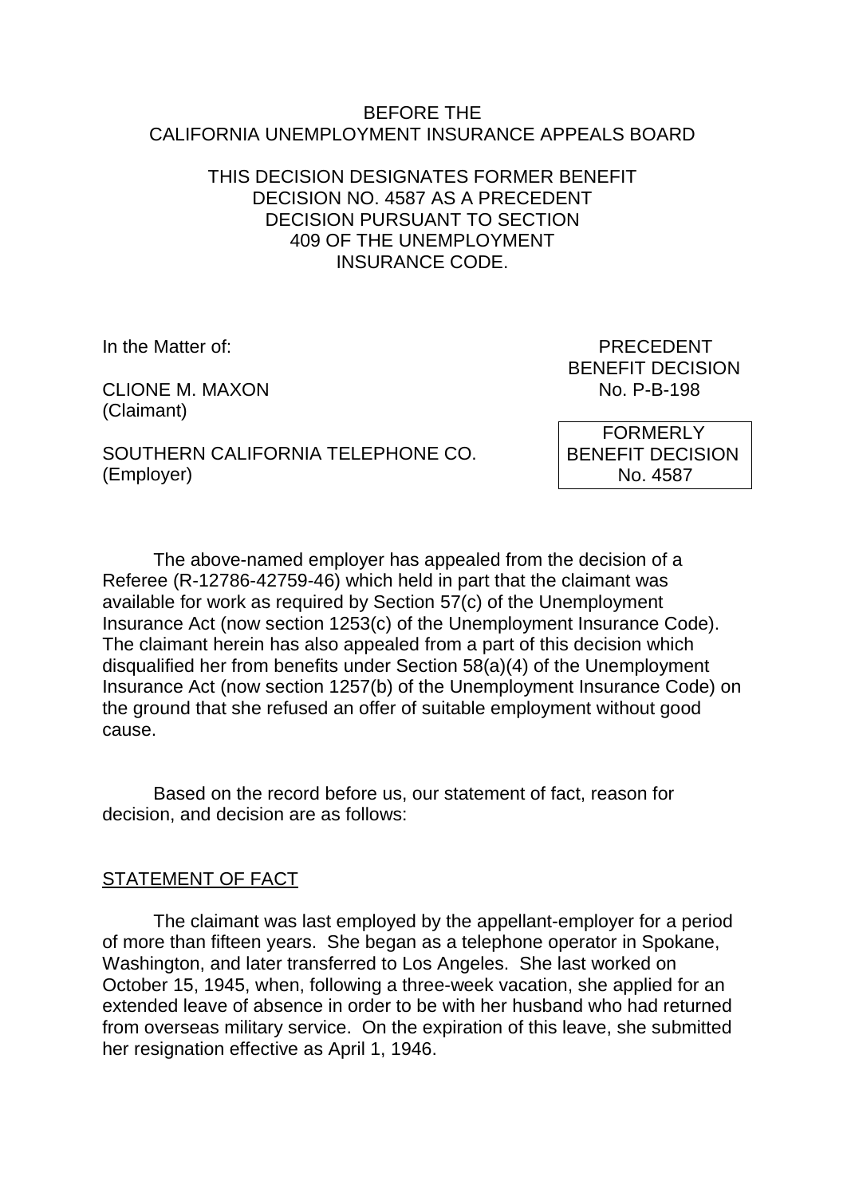BEFORE THE
CALIFORNIA UNEMPLOYMENT INSURANCE APPEALS BOARD

THIS DECISION DESIGNATES FORMER BENEFIT DECISION NO. 4587 AS A PRECEDENT DECISION PURSUANT TO SECTION 409 OF THE UNEMPLOYMENT INSURANCE CODE.

In the Matter of:

CLIONE M. MAXON
(Claimant)

SOUTHERN CALIFORNIA TELEPHONE CO.
(Employer)

PRECEDENT
BENEFIT DECISION
No. P-B-198

FORMERLY
BENEFIT DECISION
No. 4587

The above-named employer has appealed from the decision of a Referee (R-12786-42759-46) which held in part that the claimant was available for work as required by Section 57(c) of the Unemployment Insurance Act (now section 1253(c) of the Unemployment Insurance Code). The claimant herein has also appealed from a part of this decision which disqualified her from benefits under Section 58(a)(4) of the Unemployment Insurance Act (now section 1257(b) of the Unemployment Insurance Code) on the ground that she refused an offer of suitable employment without good cause.

Based on the record before us, our statement of fact, reason for decision, and decision are as follows:

## STATEMENT OF FACT

The claimant was last employed by the appellant-employer for a period of more than fifteen years. She began as a telephone operator in Spokane, Washington, and later transferred to Los Angeles. She last worked on October 15, 1945, when, following a three-week vacation, she applied for an extended leave of absence in order to be with her husband who had returned from overseas military service. On the expiration of this leave, she submitted her resignation effective as April 1, 1946.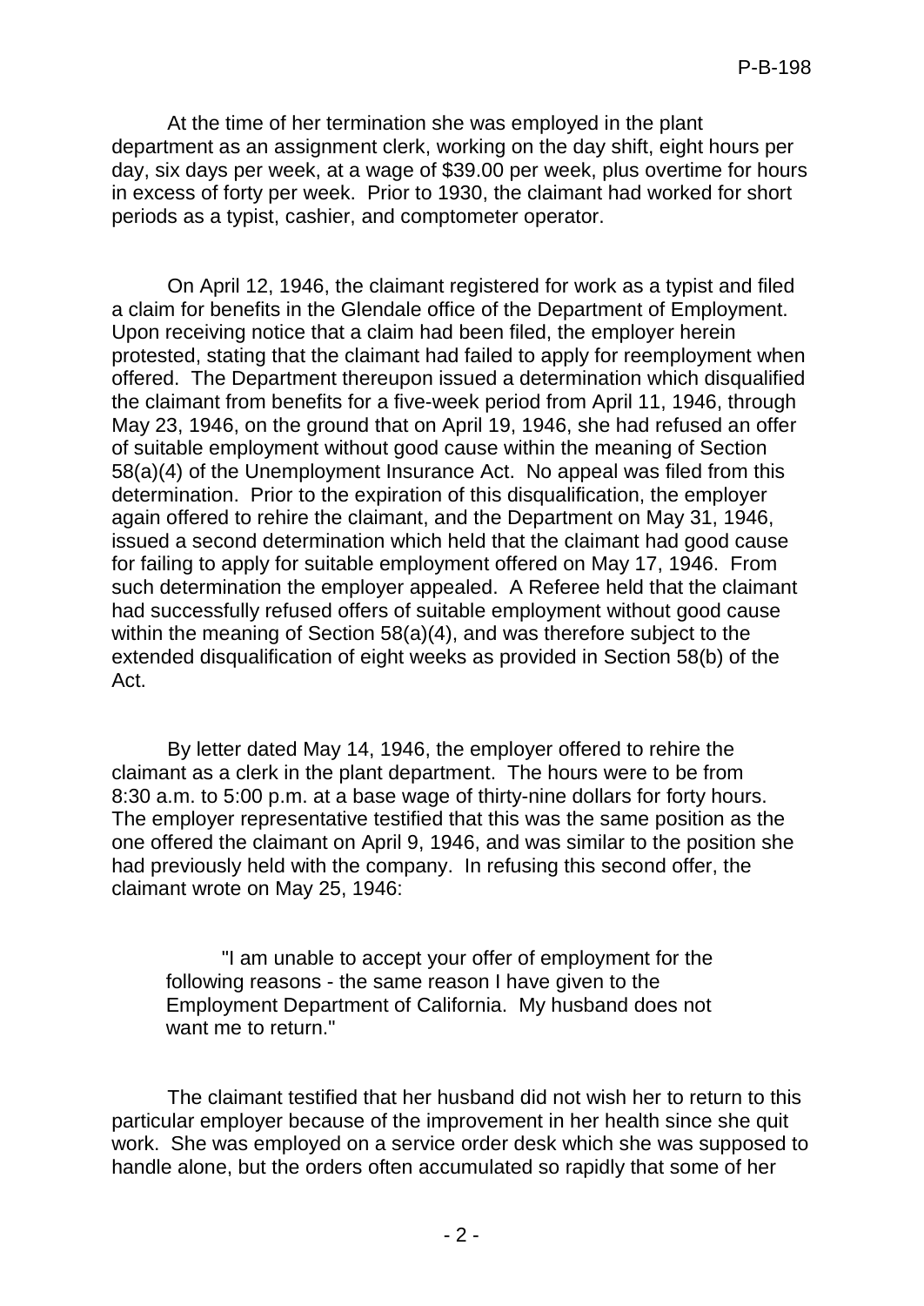At the time of her termination she was employed in the plant department as an assignment clerk, working on the day shift, eight hours per day, six days per week, at a wage of $39.00 per week, plus overtime for hours in excess of forty per week. Prior to 1930, the claimant had worked for short periods as a typist, cashier, and comptometer operator.

On April 12, 1946, the claimant registered for work as a typist and filed a claim for benefits in the Glendale office of the Department of Employment. Upon receiving notice that a claim had been filed, the employer herein protested, stating that the claimant had failed to apply for reemployment when offered. The Department thereupon issued a determination which disqualified the claimant from benefits for a five-week period from April 11, 1946, through May 23, 1946, on the ground that on April 19, 1946, she had refused an offer of suitable employment without good cause within the meaning of Section 58(a)(4) of the Unemployment Insurance Act. No appeal was filed from this determination. Prior to the expiration of this disqualification, the employer again offered to rehire the claimant, and the Department on May 31, 1946, issued a second determination which held that the claimant had good cause for failing to apply for suitable employment offered on May 17, 1946. From such determination the employer appealed. A Referee held that the claimant had successfully refused offers of suitable employment without good cause within the meaning of Section 58(a)(4), and was therefore subject to the extended disqualification of eight weeks as provided in Section 58(b) of the Act.

By letter dated May 14, 1946, the employer offered to rehire the claimant as a clerk in the plant department. The hours were to be from 8:30 a.m. to 5:00 p.m. at a base wage of thirty-nine dollars for forty hours. The employer representative testified that this was the same position as the one offered the claimant on April 9, 1946, and was similar to the position she had previously held with the company. In refusing this second offer, the claimant wrote on May 25, 1946:

> "I am unable to accept your offer of employment for the following reasons - the same reason I have given to the Employment Department of California. My husband does not want me to return."

The claimant testified that her husband did not wish her to return to this particular employer because of the improvement in her health since she quit work. She was employed on a service order desk which she was supposed to handle alone, but the orders often accumulated so rapidly that some of her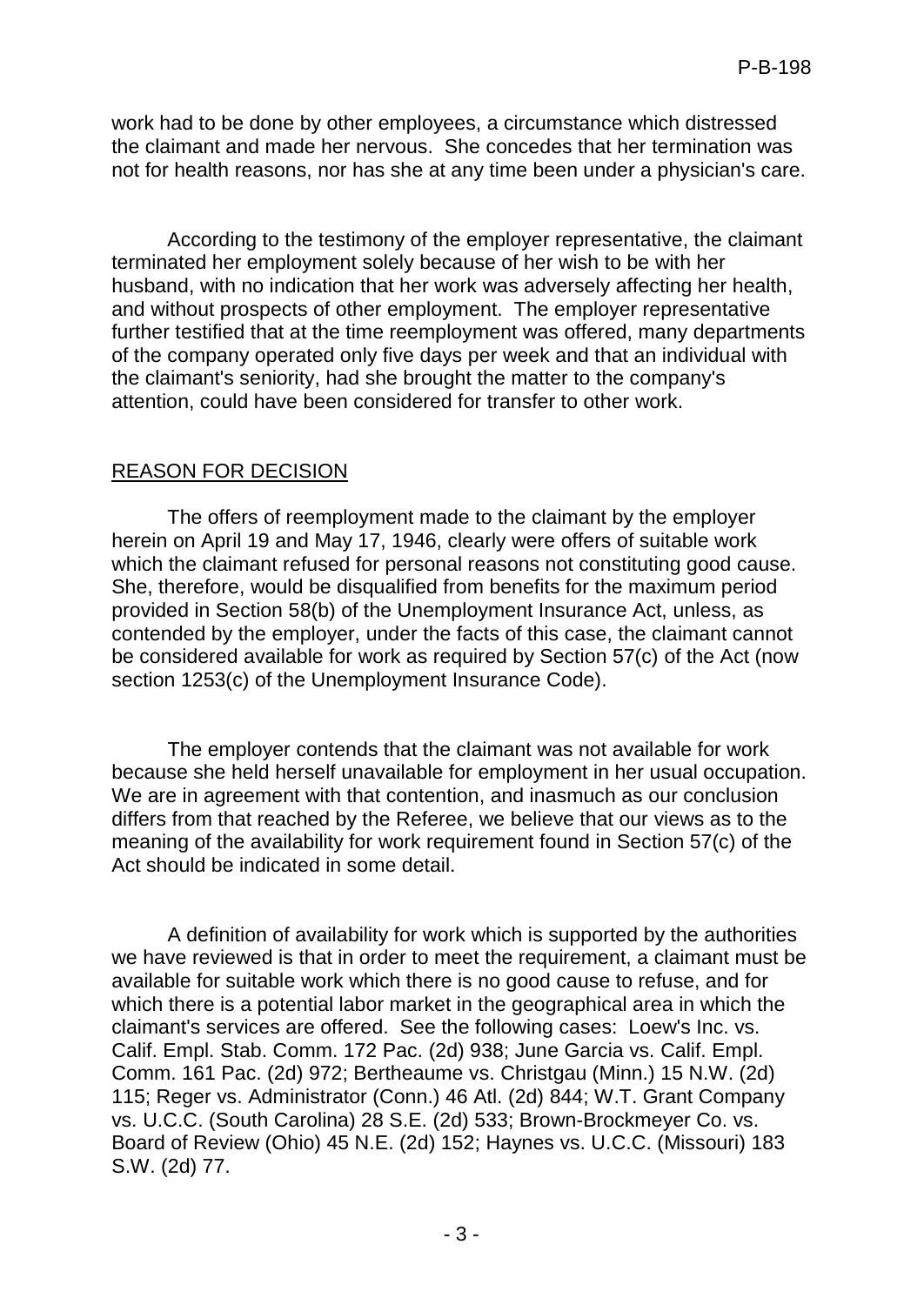work had to be done by other employees, a circumstance which distressed the claimant and made her nervous. She concedes that her termination was not for health reasons, nor has she at any time been under a physician's care.

According to the testimony of the employer representative, the claimant terminated her employment solely because of her wish to be with her husband, with no indication that her work was adversely affecting her health, and without prospects of other employment. The employer representative further testified that at the time reemployment was offered, many departments of the company operated only five days per week and that an individual with the claimant's seniority, had she brought the matter to the company's attention, could have been considered for transfer to other work.

## REASON FOR DECISION

The offers of reemployment made to the claimant by the employer herein on April 19 and May 17, 1946, clearly were offers of suitable work which the claimant refused for personal reasons not constituting good cause. She, therefore, would be disqualified from benefits for the maximum period provided in Section 58(b) of the Unemployment Insurance Act, unless, as contended by the employer, under the facts of this case, the claimant cannot be considered available for work as required by Section 57(c) of the Act (now section 1253(c) of the Unemployment Insurance Code).

The employer contends that the claimant was not available for work because she held herself unavailable for employment in her usual occupation. We are in agreement with that contention, and inasmuch as our conclusion differs from that reached by the Referee, we believe that our views as to the meaning of the availability for work requirement found in Section 57(c) of the Act should be indicated in some detail.

A definition of availability for work which is supported by the authorities we have reviewed is that in order to meet the requirement, a claimant must be available for suitable work which there is no good cause to refuse, and for which there is a potential labor market in the geographical area in which the claimant's services are offered. See the following cases: Loew's Inc. vs. Calif. Empl. Stab. Comm. 172 Pac. (2d) 938; June Garcia vs. Calif. Empl. Comm. 161 Pac. (2d) 972; Bertheaume vs. Christgau (Minn.) 15 N.W. (2d) 115; Reger vs. Administrator (Conn.) 46 Atl. (2d) 844; W.T. Grant Company vs. U.C.C. (South Carolina) 28 S.E. (2d) 533; Brown-Brockmeyer Co. vs. Board of Review (Ohio) 45 N.E. (2d) 152; Haynes vs. U.C.C. (Missouri) 183 S.W. (2d) 77.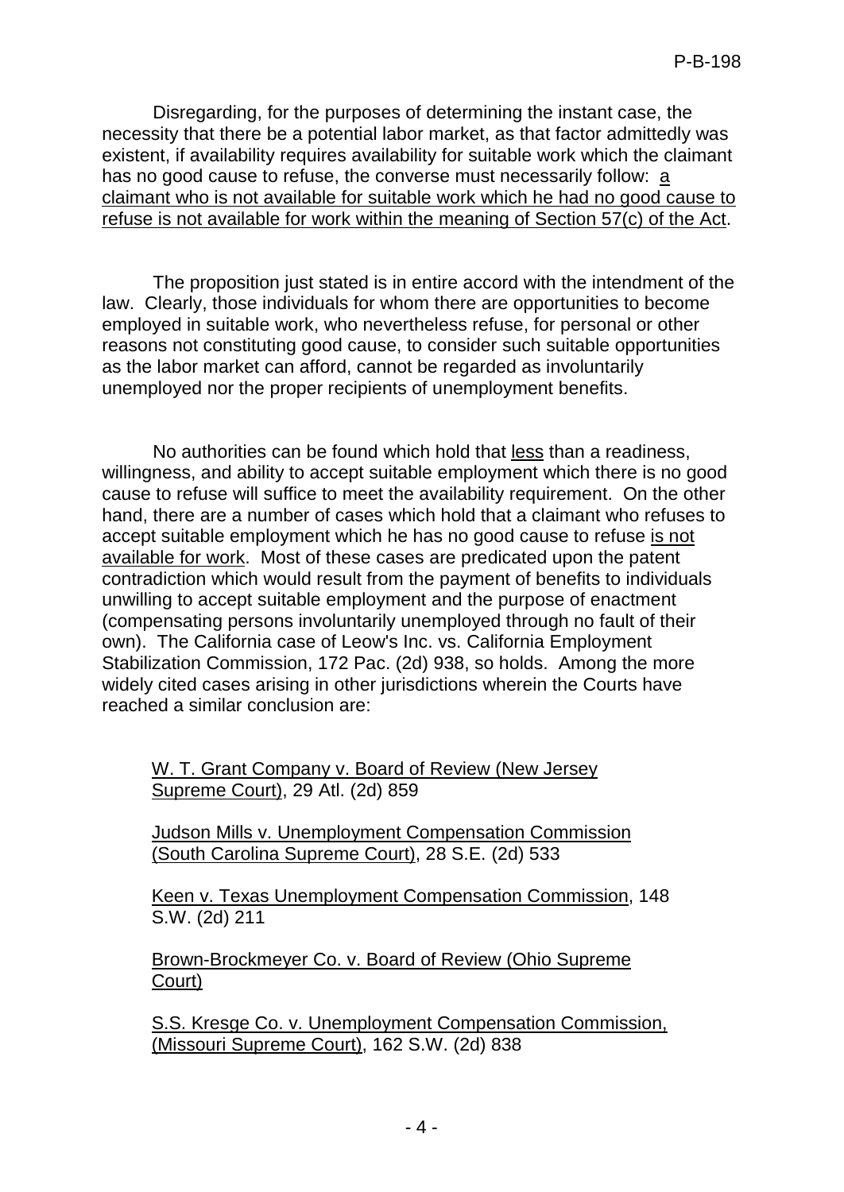Disregarding, for the purposes of determining the instant case, the necessity that there be a potential labor market, as that factor admittedly was existent, if availability requires availability for suitable work which the claimant has no good cause to refuse, the converse must necessarily follow: <u>a claimant who is not available for suitable work which he had no good cause to refuse is not available for work within the meaning of Section 57(c) of the Act</u>.

The proposition just stated is in entire accord with the intendment of the law. Clearly, those individuals for whom there are opportunities to become employed in suitable work, who nevertheless refuse, for personal or other reasons not constituting good cause, to consider such suitable opportunities as the labor market can afford, cannot be regarded as involuntarily unemployed nor the proper recipients of unemployment benefits.

No authorities can be found which hold that <u>less</u> than a readiness, willingness, and ability to accept suitable employment which there is no good cause to refuse will suffice to meet the availability requirement. On the other hand, there are a number of cases which hold that a claimant who refuses to accept suitable employment which he has no good cause to refuse <u>is not available for work</u>. Most of these cases are predicated upon the patent contradiction which would result from the payment of benefits to individuals unwilling to accept suitable employment and the purpose of enactment (compensating persons involuntarily unemployed through no fault of their own). The California case of Leow's Inc. vs. California Employment Stabilization Commission, 172 Pac. (2d) 938, so holds. Among the more widely cited cases arising in other jurisdictions wherein the Courts have reached a similar conclusion are:

<u>W. T. Grant Company v. Board of Review (New Jersey Supreme Court)</u>, 29 Atl. (2d) 859

<u>Judson Mills v. Unemployment Compensation Commission (South Carolina Supreme Court)</u>, 28 S.E. (2d) 533

<u>Keen v. Texas Unemployment Compensation Commission</u>, 148 S.W. (2d) 211

<u>Brown-Brockmeyer Co. v. Board of Review (Ohio Supreme Court)</u>

<u>S.S. Kresge Co. v. Unemployment Compensation Commission, (Missouri Supreme Court)</u>, 162 S.W. (2d) 838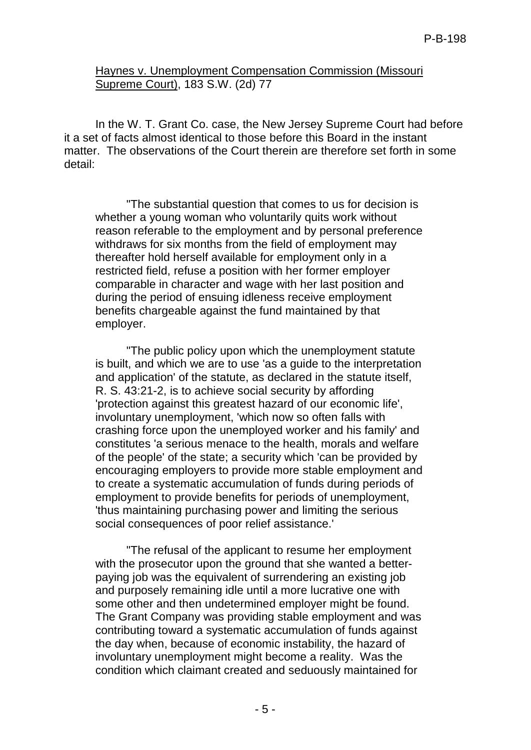Haynes v. Unemployment Compensation Commission (Missouri Supreme Court), 183 S.W. (2d) 77

In the W. T. Grant Co. case, the New Jersey Supreme Court had before it a set of facts almost identical to those before this Board in the instant matter. The observations of the Court therein are therefore set forth in some detail:

> "The substantial question that comes to us for decision is whether a young woman who voluntarily quits work without reason referable to the employment and by personal preference withdraws for six months from the field of employment may thereafter hold herself available for employment only in a restricted field, refuse a position with her former employer comparable in character and wage with her last position and during the period of ensuing idleness receive employment benefits chargeable against the fund maintained by that employer.
>
> "The public policy upon which the unemployment statute is built, and which we are to use 'as a guide to the interpretation and application' of the statute, as declared in the statute itself, R. S. 43:21-2, is to achieve social security by affording 'protection against this greatest hazard of our economic life', involuntary unemployment, 'which now so often falls with crashing force upon the unemployed worker and his family' and constitutes 'a serious menace to the health, morals and welfare of the people' of the state; a security which 'can be provided by encouraging employers to provide more stable employment and to create a systematic accumulation of funds during periods of employment to provide benefits for periods of unemployment, 'thus maintaining purchasing power and limiting the serious social consequences of poor relief assistance.'
>
> "The refusal of the applicant to resume her employment with the prosecutor upon the ground that she wanted a better-paying job was the equivalent of surrendering an existing job and purposely remaining idle until a more lucrative one with some other and then undetermined employer might be found. The Grant Company was providing stable employment and was contributing toward a systematic accumulation of funds against the day when, because of economic instability, the hazard of involuntary unemployment might become a reality. Was the condition which claimant created and seduously maintained for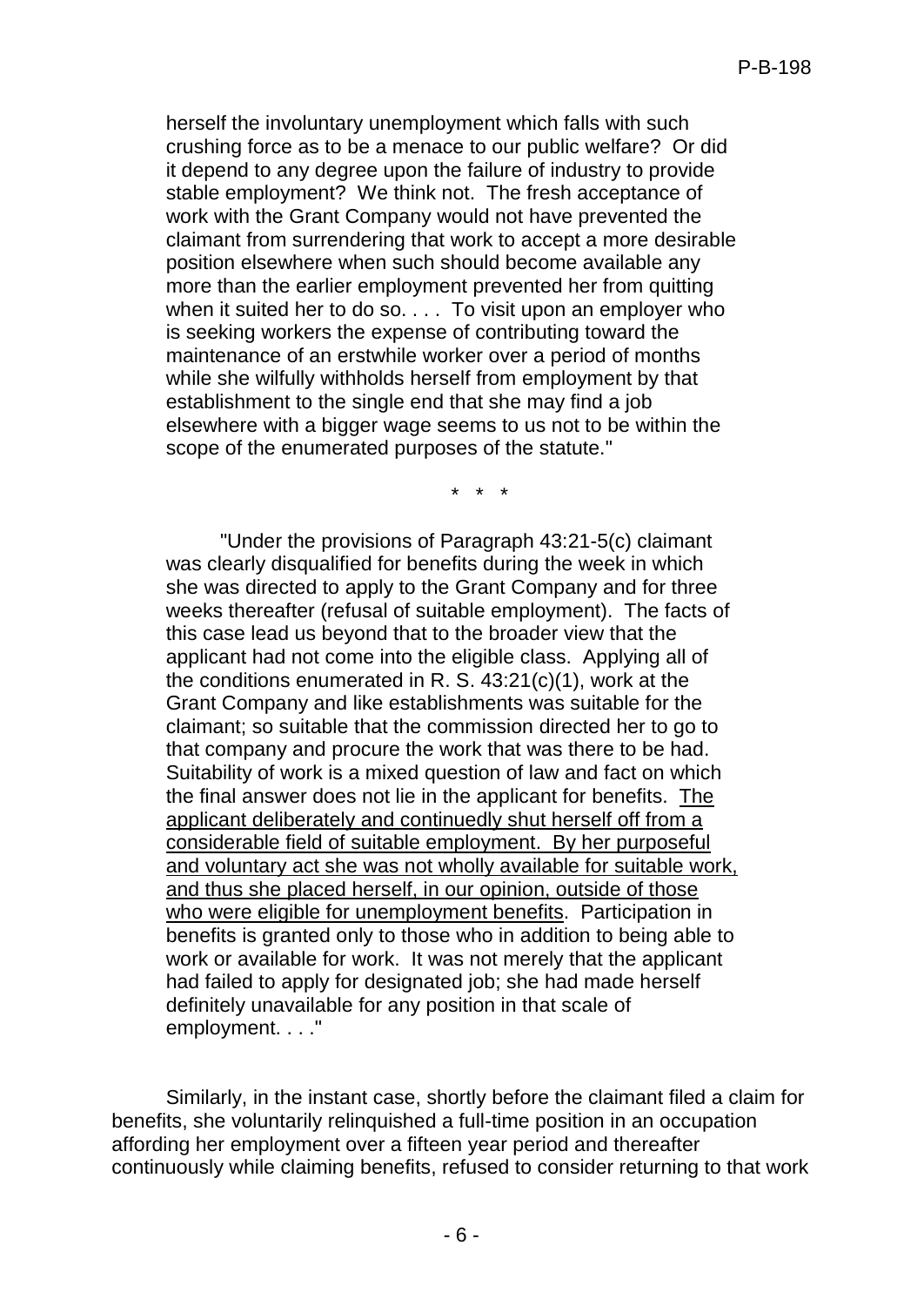herself the involuntary unemployment which falls with such crushing force as to be a menace to our public welfare? Or did it depend to any degree upon the failure of industry to provide stable employment? We think not. The fresh acceptance of work with the Grant Company would not have prevented the claimant from surrendering that work to accept a more desirable position elsewhere when such should become available any more than the earlier employment prevented her from quitting when it suited her to do so. . . . To visit upon an employer who is seeking workers the expense of contributing toward the maintenance of an erstwhile worker over a period of months while she wilfully withholds herself from employment by that establishment to the single end that she may find a job elsewhere with a bigger wage seems to us not to be within the scope of the enumerated purposes of the statute."

\* \* \*

"Under the provisions of Paragraph 43:21-5(c) claimant was clearly disqualified for benefits during the week in which she was directed to apply to the Grant Company and for three weeks thereafter (refusal of suitable employment). The facts of this case lead us beyond that to the broader view that the applicant had not come into the eligible class. Applying all of the conditions enumerated in R. S. 43:21(c)(1), work at the Grant Company and like establishments was suitable for the claimant; so suitable that the commission directed her to go to that company and procure the work that was there to be had. Suitability of work is a mixed question of law and fact on which the final answer does not lie in the applicant for benefits. <u>The applicant deliberately and continuedly shut herself off from a considerable field of suitable employment. By her purposeful and voluntary act she was not wholly available for suitable work, and thus she placed herself, in our opinion, outside of those who were eligible for unemployment benefits</u>. Participation in benefits is granted only to those who in addition to being able to work or available for work. It was not merely that the applicant had failed to apply for designated job; she had made herself definitely unavailable for any position in that scale of employment. . . ."

Similarly, in the instant case, shortly before the claimant filed a claim for benefits, she voluntarily relinquished a full-time position in an occupation affording her employment over a fifteen year period and thereafter continuously while claiming benefits, refused to consider returning to that work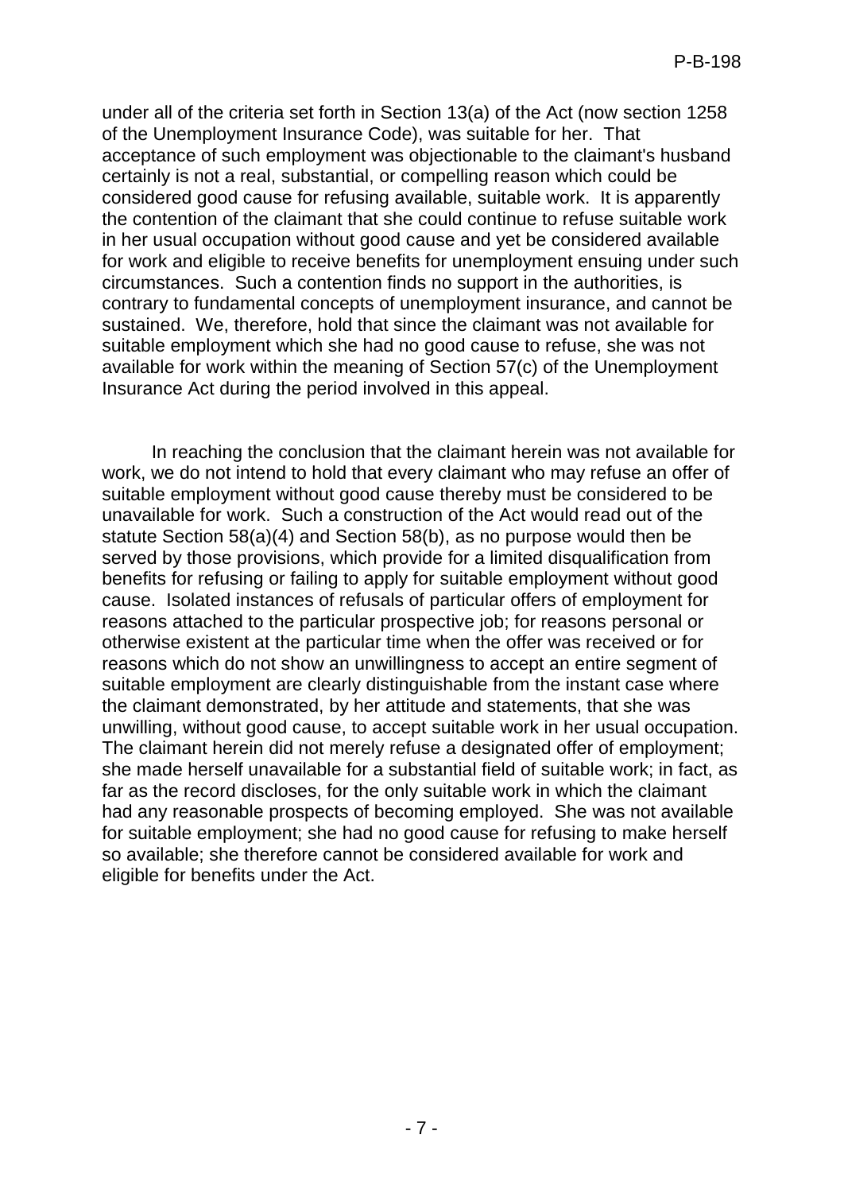under all of the criteria set forth in Section 13(a) of the Act (now section 1258 of the Unemployment Insurance Code), was suitable for her. That acceptance of such employment was objectionable to the claimant's husband certainly is not a real, substantial, or compelling reason which could be considered good cause for refusing available, suitable work. It is apparently the contention of the claimant that she could continue to refuse suitable work in her usual occupation without good cause and yet be considered available for work and eligible to receive benefits for unemployment ensuing under such circumstances. Such a contention finds no support in the authorities, is contrary to fundamental concepts of unemployment insurance, and cannot be sustained. We, therefore, hold that since the claimant was not available for suitable employment which she had no good cause to refuse, she was not available for work within the meaning of Section 57(c) of the Unemployment Insurance Act during the period involved in this appeal.

In reaching the conclusion that the claimant herein was not available for work, we do not intend to hold that every claimant who may refuse an offer of suitable employment without good cause thereby must be considered to be unavailable for work. Such a construction of the Act would read out of the statute Section 58(a)(4) and Section 58(b), as no purpose would then be served by those provisions, which provide for a limited disqualification from benefits for refusing or failing to apply for suitable employment without good cause. Isolated instances of refusals of particular offers of employment for reasons attached to the particular prospective job; for reasons personal or otherwise existent at the particular time when the offer was received or for reasons which do not show an unwillingness to accept an entire segment of suitable employment are clearly distinguishable from the instant case where the claimant demonstrated, by her attitude and statements, that she was unwilling, without good cause, to accept suitable work in her usual occupation. The claimant herein did not merely refuse a designated offer of employment; she made herself unavailable for a substantial field of suitable work; in fact, as far as the record discloses, for the only suitable work in which the claimant had any reasonable prospects of becoming employed. She was not available for suitable employment; she had no good cause for refusing to make herself so available; she therefore cannot be considered available for work and eligible for benefits under the Act.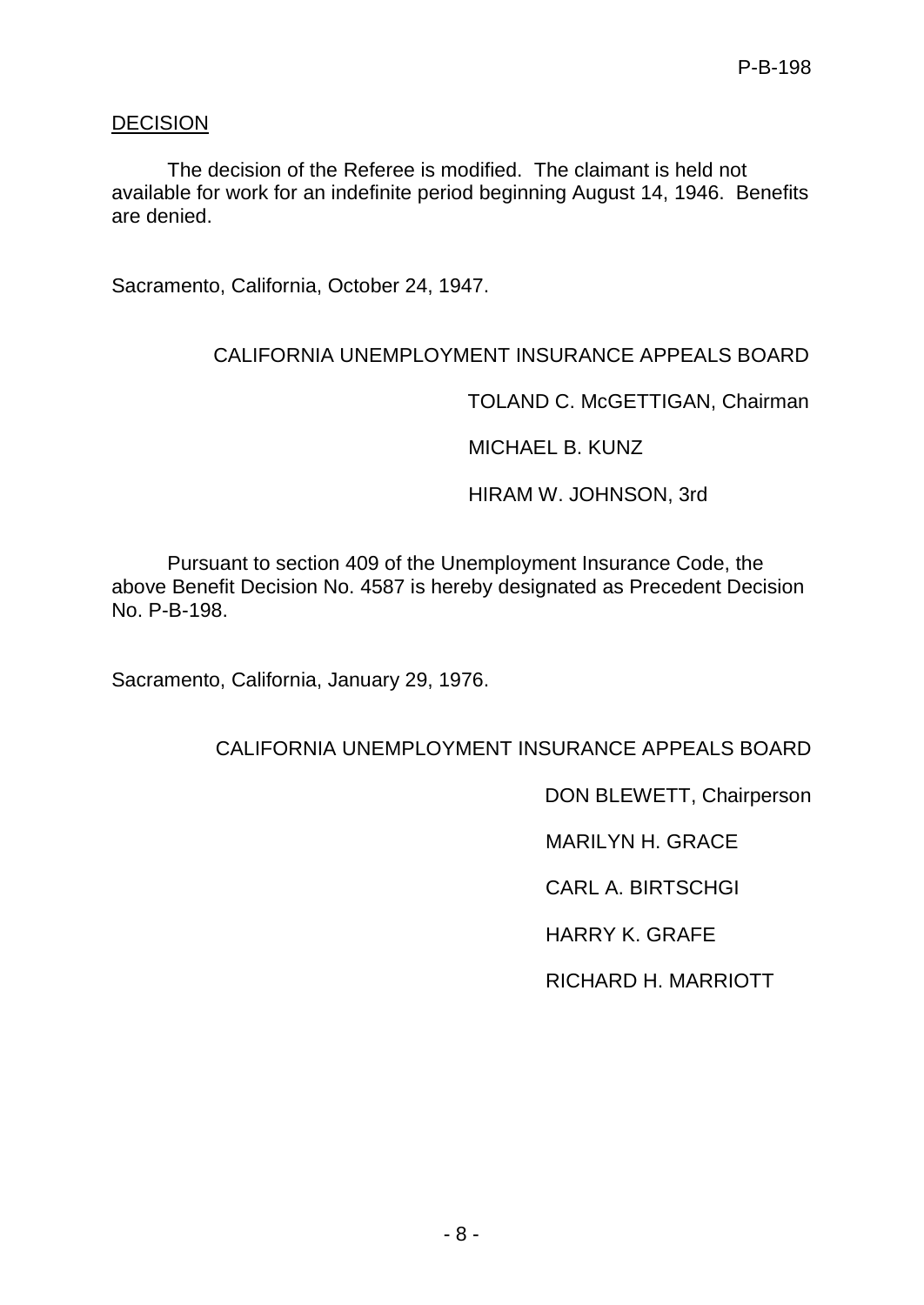DECISION

The decision of the Referee is modified. The claimant is held not available for work for an indefinite period beginning August 14, 1946. Benefits are denied.

Sacramento, California, October 24, 1947.

CALIFORNIA UNEMPLOYMENT INSURANCE APPEALS BOARD

TOLAND C. McGETTIGAN, Chairman

MICHAEL B. KUNZ

HIRAM W. JOHNSON, 3rd

Pursuant to section 409 of the Unemployment Insurance Code, the above Benefit Decision No. 4587 is hereby designated as Precedent Decision No. P-B-198.

Sacramento, California, January 29, 1976.

CALIFORNIA UNEMPLOYMENT INSURANCE APPEALS BOARD

DON BLEWETT, Chairperson

MARILYN H. GRACE

CARL A. BIRTSCHGI

HARRY K. GRAFE

RICHARD H. MARRIOTT